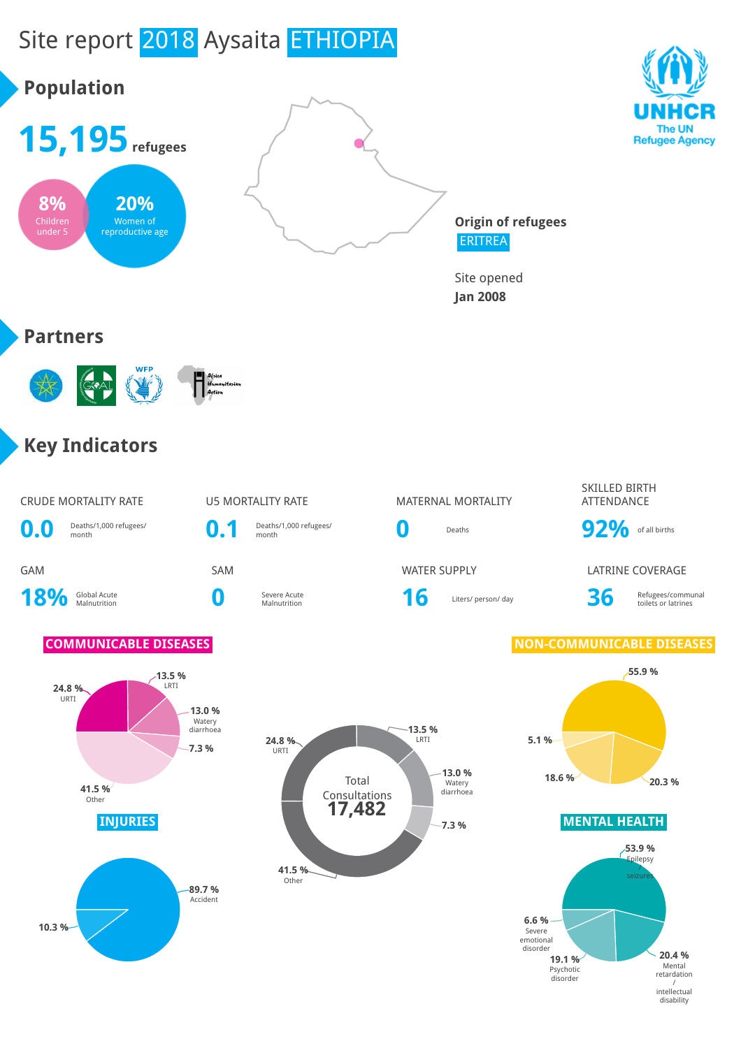# Site report 2018 Aysaita ETHIOPIA

## Population

**15,195** refugees

**8%** Children under 5

**20%** Women of reproductive age

**Origin of refugees**
ERITREA

Site opened
**Jan 2008**

UNHCR
The UN Refugee Agency

## Partners

## Key Indicators

| CRUDE MORTALITY RATE | U5 MORTALITY RATE | MATERNAL MORTALITY | SKILLED BIRTH ATTENDANCE |
|---|---|---|---|
| **0.0** Deaths/1,000 refugees/ month | **0.1** Deaths/1,000 refugees/ month | **0** Deaths | **92%** of all births |

| GAM | SAM | WATER SUPPLY | LATRINE COVERAGE |
|---|---|---|---|
| **18%** Global Acute Malnutrition | **0** Severe Acute Malnutrition | **16** Liters/ person/ day | **36** Refugees/communal toilets or latrines |

### COMMUNICABLE DISEASES

- 24.8 % URTI
- 13.5 % LRTI
- 13.0 % Watery diarrhoea
- 7.3 %
- 41.5 % Other

Total Consultations **17,482**

- 24.8 % URTI
- 13.5 % LRTI
- 13.0 % Watery diarrhoea
- 7.3 %
- 41.5 % Other

### NON-COMMUNICABLE DISEASES

- 55.9 %
- 5.1 %
- 18.6 %
- 20.3 %

### INJURIES

- 89.7 % Accident
- 10.3 %

### MENTAL HEALTH

- 53.9 % Epilepsy seizures
- 6.6 % Severe emotional disorder
- 19.1 % Psychotic disorder
- 20.4 % Mental retardation / intellectual disability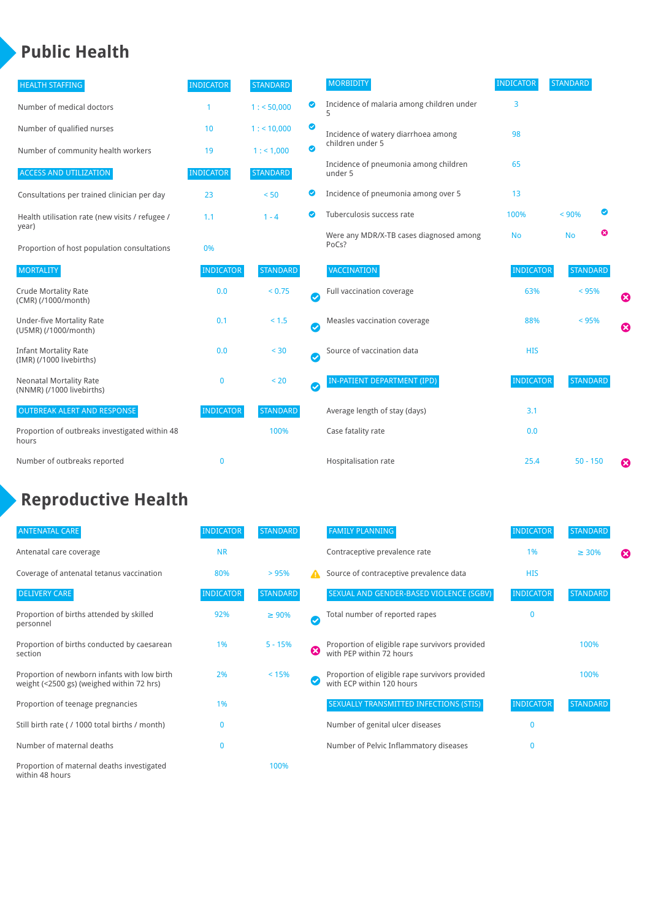# Public Health

| HEALTH STAFFING | INDICATOR | STANDARD | |
|---|---|---|---|
| Number of medical doctors | 1 | 1 : < 50,000 | ✔ |
| Number of qualified nurses | 10 | 1 : < 10,000 | ✔ |
| Number of community health workers | 19 | 1 : < 1,000 | ✔ |

| ACCESS AND UTILIZATION | INDICATOR | STANDARD | |
|---|---|---|---|
| Consultations per trained clinician per day | 23 | < 50 | ✔ |
| Health utilisation rate (new visits / refugee / year) | 1.1 | 1 - 4 | ✔ |
| Proportion of host population consultations | 0% | | |

| MORTALITY | INDICATOR | STANDARD | |
|---|---|---|---|
| Crude Mortality Rate (CMR) (/1000/month) | 0.0 | < 0.75 | ✔ |
| Under-five Mortality Rate (U5MR) (/1000/month) | 0.1 | < 1.5 | ✔ |
| Infant Mortality Rate (IMR) (/1000 livebirths) | 0.0 | < 30 | ✔ |
| Neonatal Mortality Rate (NNMR) (/1000 livebirths) | 0 | < 20 | ✔ |

| OUTBREAK ALERT AND RESPONSE | INDICATOR | STANDARD |
|---|---|---|
| Proportion of outbreaks investigated within 48 hours | | 100% |
| Number of outbreaks reported | 0 | |

| MORBIDITY | INDICATOR | STANDARD | |
|---|---|---|---|
| Incidence of malaria among children under 5 | 3 | | |
| Incidence of watery diarrhoea among children under 5 | 98 | | |
| Incidence of pneumonia among children under 5 | 65 | | |
| Incidence of pneumonia among over 5 | 13 | | |
| Tuberculosis success rate | 100% | < 90% | ✔ |
| Were any MDR/X-TB cases diagnosed among PoCs? | No | No | ✖ |

| VACCINATION | INDICATOR | STANDARD | |
|---|---|---|---|
| Full vaccination coverage | 63% | < 95% | ✖ |
| Measles vaccination coverage | 88% | < 95% | ✖ |
| Source of vaccination data | HIS | | |

| IN-PATIENT DEPARTMENT (IPD) | INDICATOR | STANDARD | |
|---|---|---|---|
| Average length of stay (days) | 3.1 | | |
| Case fatality rate | 0.0 | | |
| Hospitalisation rate | 25.4 | 50 - 150 | ✖ |

# Reproductive Health

| ANTENATAL CARE | INDICATOR | STANDARD | |
|---|---|---|---|
| Antenatal care coverage | NR | | |
| Coverage of antenatal tetanus vaccination | 80% | > 95% | ⚠ |

| DELIVERY CARE | INDICATOR | STANDARD | |
|---|---|---|---|
| Proportion of births attended by skilled personnel | 92% | ≥ 90% | ✔ |
| Proportion of births conducted by caesarean section | 1% | 5 - 15% | ✖ |
| Proportion of newborn infants with low birth weight (<2500 gs) (weighed within 72 hrs) | 2% | < 15% | ✔ |
| Proportion of teenage pregnancies | 1% | | |
| Still birth rate ( / 1000 total births / month) | 0 | | |
| Number of maternal deaths | 0 | | |
| Proportion of maternal deaths investigated within 48 hours | | 100% | |

| FAMILY PLANNING | INDICATOR | STANDARD | |
|---|---|---|---|
| Contraceptive prevalence rate | 1% | ≥ 30% | ✖ |
| Source of contraceptive prevalence data | HIS | | |

| SEXUAL AND GENDER-BASED VIOLENCE (SGBV) | INDICATOR | STANDARD |
|---|---|---|
| Total number of reported rapes | 0 | |
| Proportion of eligible rape survivors provided with PEP within 72 hours | | 100% |
| Proportion of eligible rape survivors provided with ECP within 120 hours | | 100% |

| SEXUALLY TRANSMITTED INFECTIONS (STIS) | INDICATOR | STANDARD |
|---|---|---|
| Number of genital ulcer diseases | 0 | |
| Number of Pelvic Inflammatory diseases | 0 | |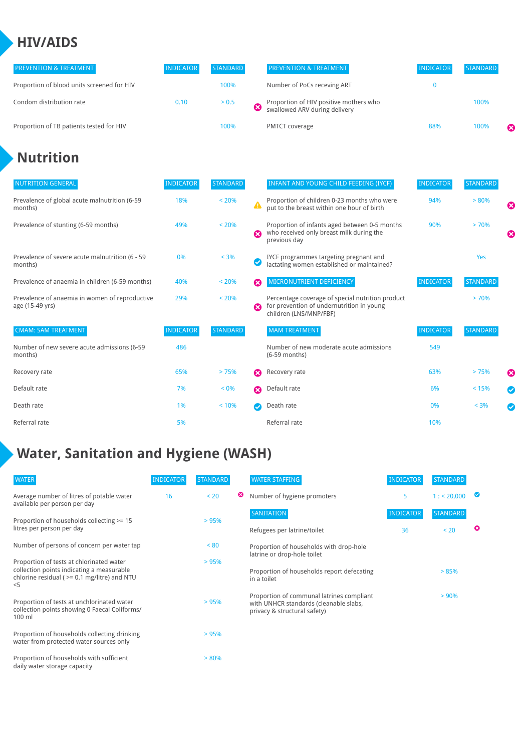## HIV/AIDS

| PREVENTION & TREATMENT | INDICATOR | STANDARD | |
|---|---|---|---|
| Proportion of blood units screened for HIV | | 100% | |
| Condom distribution rate | 0.10 | > 0.5 | ✖ |
| Proportion of TB patients tested for HIV | | 100% | |

| PREVENTION & TREATMENT | INDICATOR | STANDARD | |
|---|---|---|---|
| Number of PoCs receving ART | 0 | | |
| Proportion of HIV positive mothers who swallowed ARV during delivery | | 100% | |
| PMTCT coverage | 88% | 100% | ✖ |

## Nutrition

| NUTRITION GENERAL | INDICATOR | STANDARD | |
|---|---|---|---|
| Prevalence of global acute malnutrition (6-59 months) | 18% | < 20% | ⚠ |
| Prevalence of stunting (6-59 months) | 49% | < 20% | ✖ |
| Prevalence of severe acute malnutrition (6 - 59 months) | 0% | < 3% | ✔ |
| Prevalence of anaemia in children (6-59 months) | 40% | < 20% | ✖ |
| Prevalence of anaemia in women of reproductive age (15-49 yrs) | 29% | < 20% | ✖ |

| INFANT AND YOUNG CHILD FEEDING (IYCF) | INDICATOR | STANDARD | |
|---|---|---|---|
| Proportion of children 0-23 months who were put to the breast within one hour of birth | 94% | > 80% | ✖ |
| Proportion of infants aged between 0-5 months who received only breast milk during the previous day | 90% | > 70% | ✖ |
| IYCF programmes targeting pregnant and lactating women established or maintained? | | Yes | |

| MICRONUTRIENT DEFICIENCY | INDICATOR | STANDARD |
|---|---|---|
| Percentage coverage of special nutrition product for prevention of undernutrition in young children (LNS/MNP/FBF) | | > 70% |

| CMAM: SAM TREATMENT | INDICATOR | STANDARD | |
|---|---|---|---|
| Number of new severe acute admissions (6-59 months) | 486 | | |
| Recovery rate | 65% | > 75% | ✖ |
| Default rate | 7% | < 0% | ✖ |
| Death rate | 1% | < 10% | ✔ |
| Referral rate | 5% | | |

| MAM TREATMENT | INDICATOR | STANDARD | |
|---|---|---|---|
| Number of new moderate acute admissions (6-59 months) | 549 | | |
| Recovery rate | 63% | > 75% | ✖ |
| Default rate | 6% | < 15% | ✔ |
| Death rate | 0% | < 3% | ✔ |
| Referral rate | 10% | | |

## Water, Sanitation and Hygiene (WASH)

| WATER | INDICATOR | STANDARD | |
|---|---|---|---|
| Average number of litres of potable water available per person per day | 16 | < 20 | ✖ |
| Proportion of households collecting >= 15 litres per person per day | | > 95% | |
| Number of persons of concern per water tap | | < 80 | |
| Proportion of tests at chlorinated water collection points indicating a measurable chlorine residual ( >= 0.1 mg/litre) and NTU <5 | | > 95% | |
| Proportion of tests at unchlorinated water collection points showing 0 Faecal Coliforms/ 100 ml | | > 95% | |
| Proportion of households collecting drinking water from protected water sources only | | > 95% | |
| Proportion of households with sufficient daily water storage capacity | | > 80% | |

| WATER STAFFING | INDICATOR | STANDARD | |
|---|---|---|---|
| Number of hygiene promoters | 5 | 1 : < 20,000 | ✔ |

| SANITATION | INDICATOR | STANDARD | |
|---|---|---|---|
| Refugees per latrine/toilet | 36 | < 20 | ✖ |
| Proportion of households with drop-hole latrine or drop-hole toilet | | | |
| Proportion of households report defecating in a toilet | | > 85% | |
| Proportion of communal latrines compliant with UNHCR standards (cleanable slabs, privacy & structural safety) | | > 90% | |